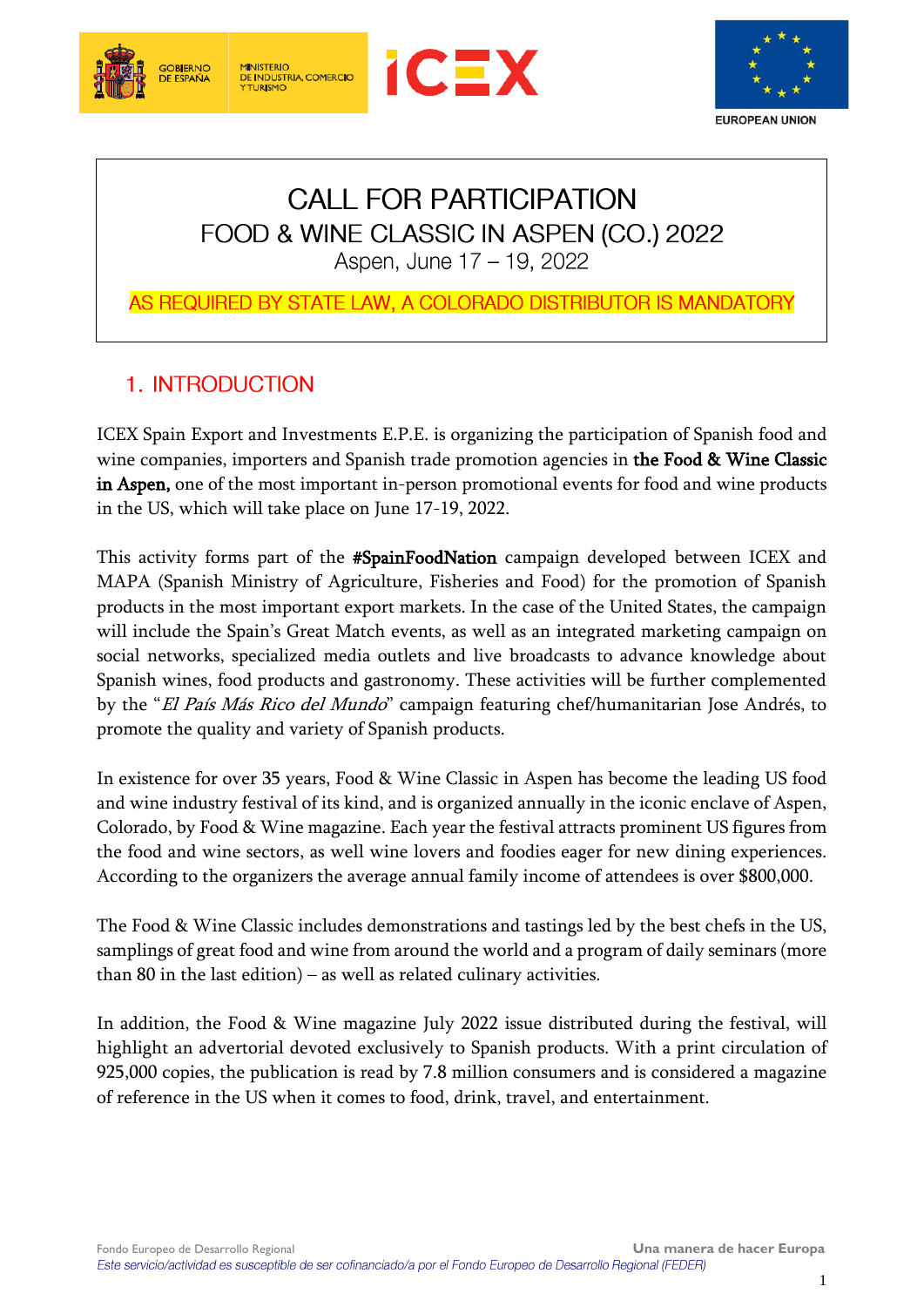# CALL FOR PARTICIPATION

## FOOD & WINE CLASSIC IN ASPEN (CO.) 2022

Aspen, June 17 – 19, 2022

AS REQUIRED BY STATE LAW, A COLORADO DISTRIBUTOR IS MANDATORY

## 1. INTRODUCTION

ICEX Spain Export and Investments E.P.E. is organizing the participation of Spanish food and wine companies, importers and Spanish trade promotion agencies in **the Food & Wine Classic in Aspen,** one of the most important in-person promotional events for food and wine products in the US, which will take place on June 17-19, 2022.

This activity forms part of the **#SpainFoodNation** campaign developed between ICEX and MAPA (Spanish Ministry of Agriculture, Fisheries and Food) for the promotion of Spanish products in the most important export markets. In the case of the United States, the campaign will include the Spain's Great Match events, as well as an integrated marketing campaign on social networks, specialized media outlets and live broadcasts to advance knowledge about Spanish wines, food products and gastronomy. These activities will be further complemented by the "*El País Más Rico del Mundo*" campaign featuring chef/humanitarian Jose Andrés, to promote the quality and variety of Spanish products.

In existence for over 35 years, Food & Wine Classic in Aspen has become the leading US food and wine industry festival of its kind, and is organized annually in the iconic enclave of Aspen, Colorado, by Food & Wine magazine. Each year the festival attracts prominent US figures from the food and wine sectors, as well wine lovers and foodies eager for new dining experiences. According to the organizers the average annual family income of attendees is over $800,000.

The Food & Wine Classic includes demonstrations and tastings led by the best chefs in the US, samplings of great food and wine from around the world and a program of daily seminars (more than 80 in the last edition) – as well as related culinary activities.

In addition, the Food & Wine magazine July 2022 issue distributed during the festival, will highlight an advertorial devoted exclusively to Spanish products. With a print circulation of 925,000 copies, the publication is read by 7.8 million consumers and is considered a magazine of reference in the US when it comes to food, drink, travel, and entertainment.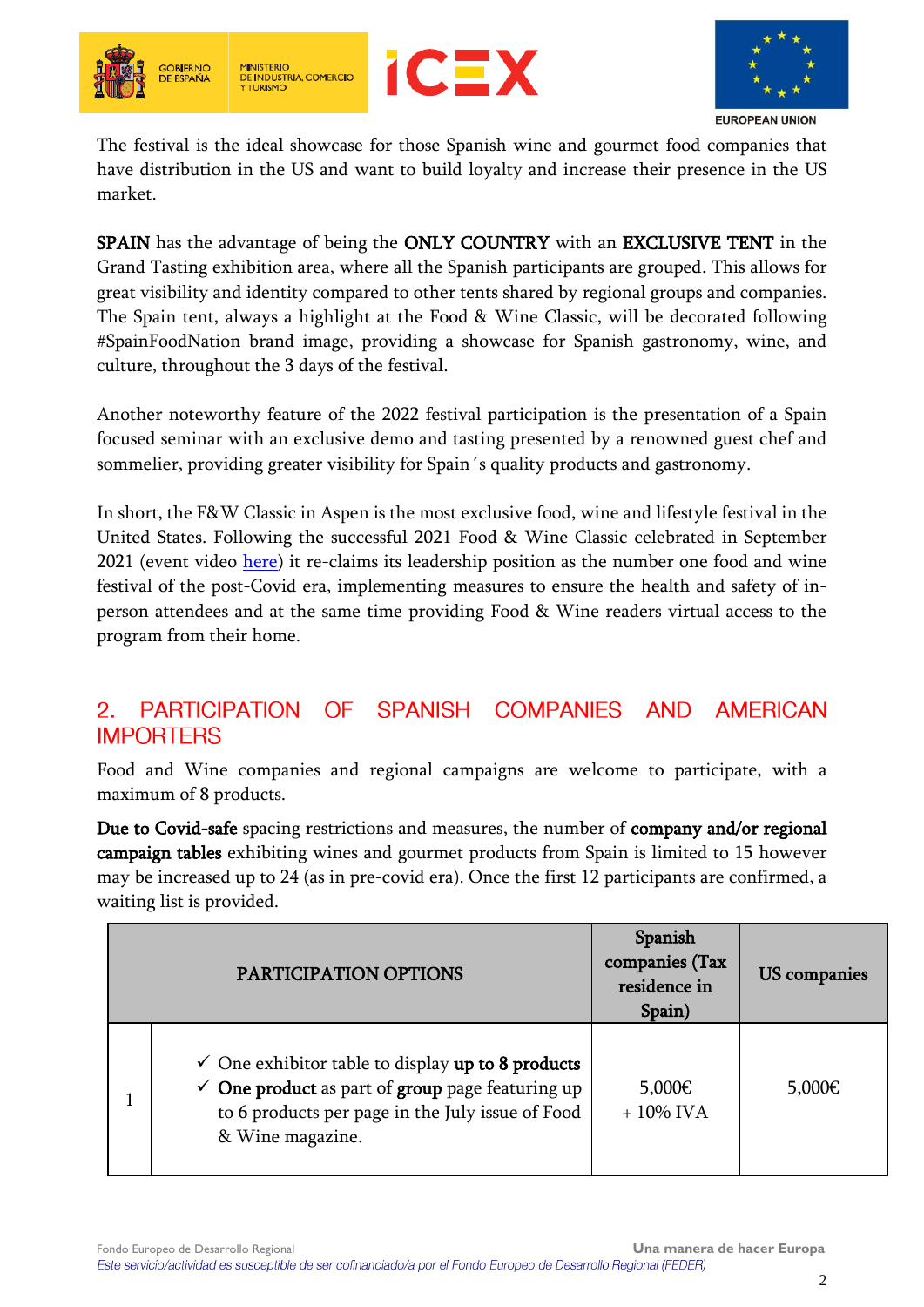The festival is the ideal showcase for those Spanish wine and gourmet food companies that have distribution in the US and want to build loyalty and increase their presence in the US market.

**SPAIN** has the advantage of being the **ONLY COUNTRY** with an **EXCLUSIVE TENT** in the Grand Tasting exhibition area, where all the Spanish participants are grouped. This allows for great visibility and identity compared to other tents shared by regional groups and companies. The Spain tent, always a highlight at the Food & Wine Classic, will be decorated following #SpainFoodNation brand image, providing a showcase for Spanish gastronomy, wine, and culture, throughout the 3 days of the festival.

Another noteworthy feature of the 2022 festival participation is the presentation of a Spain focused seminar with an exclusive demo and tasting presented by a renowned guest chef and sommelier, providing greater visibility for Spain´s quality products and gastronomy.

In short, the F&W Classic in Aspen is the most exclusive food, wine and lifestyle festival in the United States. Following the successful 2021 Food & Wine Classic celebrated in September 2021 (event video here) it re-claims its leadership position as the number one food and wine festival of the post-Covid era, implementing measures to ensure the health and safety of in-person attendees and at the same time providing Food & Wine readers virtual access to the program from their home.

## 2. PARTICIPATION OF SPANISH COMPANIES AND AMERICAN IMPORTERS

Food and Wine companies and regional campaigns are welcome to participate, with a maximum of 8 products.

**Due to Covid-safe** spacing restrictions and measures, the number of **company and/or regional campaign tables** exhibiting wines and gourmet products from Spain is limited to 15 however may be increased up to 24 (as in pre-covid era). Once the first 12 participants are confirmed, a waiting list is provided.

| PARTICIPATION OPTIONS | | Spanish companies (Tax residence in Spain) | US companies |
|---|---|---|---|
| 1 | ✓ One exhibitor table to display **up to 8 products**<br>✓ **One product** as part of **group** page featuring up to 6 products per page in the July issue of Food & Wine magazine. | 5,000€ + 10% IVA | 5,000€ |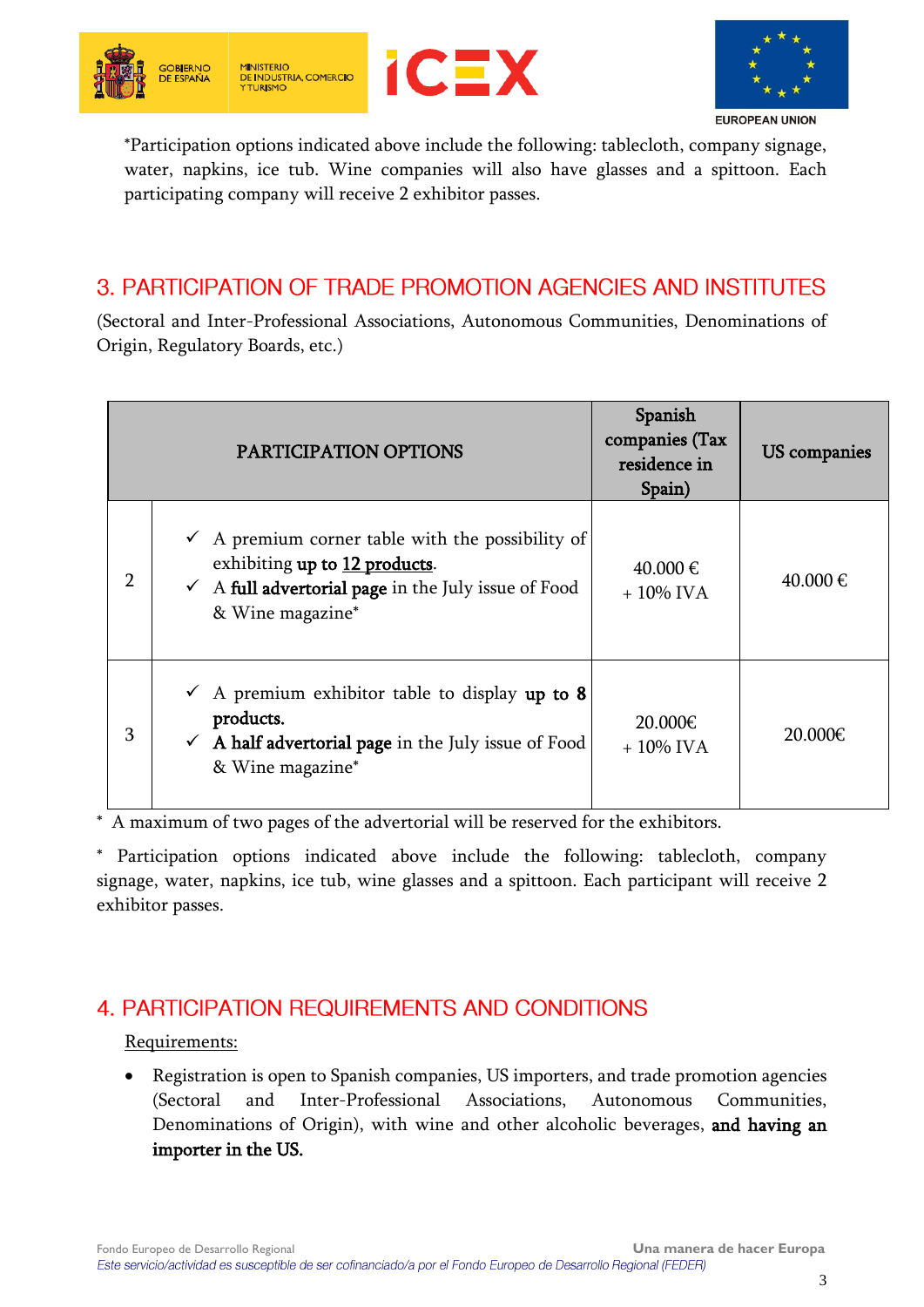*Participation options indicated above include the following: tablecloth, company signage, water, napkins, ice tub. Wine companies will also have glasses and a spittoon. Each participating company will receive 2 exhibitor passes.

## 3. PARTICIPATION OF TRADE PROMOTION AGENCIES AND INSTITUTES

(Sectoral and Inter-Professional Associations, Autonomous Communities, Denominations of Origin, Regulatory Boards, etc.)

| PARTICIPATION OPTIONS | | Spanish companies (Tax residence in Spain) | US companies |
|---|---|---|---|
| 2 | ✓ A premium corner table with the possibility of exhibiting **up to 12 products**.<br>✓ A **full advertorial page** in the July issue of Food & Wine magazine* | 40.000 € + 10% IVA | 40.000 € |
| 3 | ✓ A premium exhibitor table to display **up to 8 products.**<br>✓ **A half advertorial page** in the July issue of Food & Wine magazine* | 20.000€ + 10% IVA | 20.000€ |

* A maximum of two pages of the advertorial will be reserved for the exhibitors.

* Participation options indicated above include the following: tablecloth, company signage, water, napkins, ice tub, wine glasses and a spittoon. Each participant will receive 2 exhibitor passes.

## 4. PARTICIPATION REQUIREMENTS AND CONDITIONS

Requirements:

- Registration is open to Spanish companies, US importers, and trade promotion agencies (Sectoral and Inter-Professional Associations, Autonomous Communities, Denominations of Origin), with wine and other alcoholic beverages, **and having an importer in the US.**

Fondo Europeo de Desarrollo Regional — **Una manera de hacer Europa**

*Este servicio/actividad es susceptible de ser cofinanciado/a por el Fondo Europeo de Desarrollo Regional (FEDER)*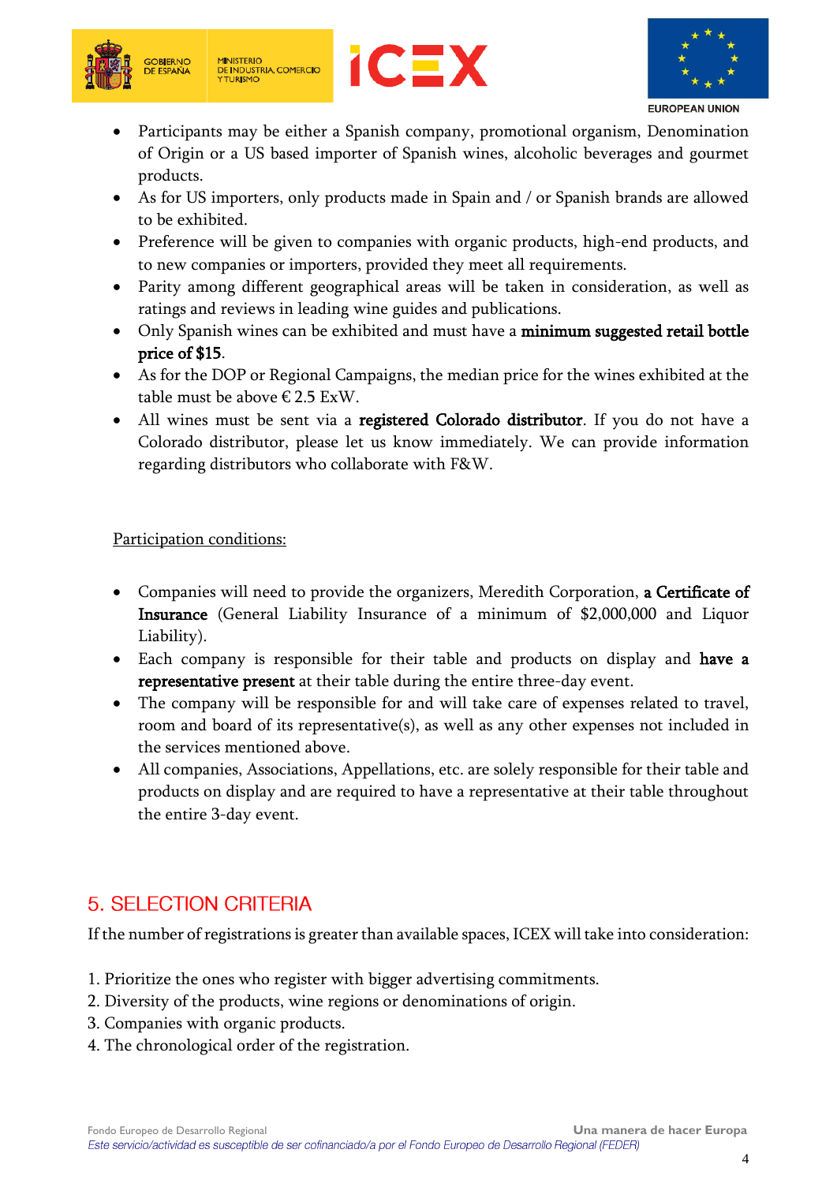- Participants may be either a Spanish company, promotional organism, Denomination of Origin or a US based importer of Spanish wines, alcoholic beverages and gourmet products.
- As for US importers, only products made in Spain and / or Spanish brands are allowed to be exhibited.
- Preference will be given to companies with organic products, high-end products, and to new companies or importers, provided they meet all requirements.
- Parity among different geographical areas will be taken in consideration, as well as ratings and reviews in leading wine guides and publications.
- Only Spanish wines can be exhibited and must have a **minimum suggested retail bottle price of $15**.
- As for the DOP or Regional Campaigns, the median price for the wines exhibited at the table must be above € 2.5 ExW.
- All wines must be sent via a **registered Colorado distributor**. If you do not have a Colorado distributor, please let us know immediately. We can provide information regarding distributors who collaborate with F&W.

<u>Participation conditions:</u>

- Companies will need to provide the organizers, Meredith Corporation, **a Certificate of Insurance** (General Liability Insurance of a minimum of $2,000,000 and Liquor Liability).
- Each company is responsible for their table and products on display and **have a representative present** at their table during the entire three-day event.
- The company will be responsible for and will take care of expenses related to travel, room and board of its representative(s), as well as any other expenses not included in the services mentioned above.
- All companies, Associations, Appellations, etc. are solely responsible for their table and products on display and are required to have a representative at their table throughout the entire 3-day event.

## 5. SELECTION CRITERIA

If the number of registrations is greater than available spaces, ICEX will take into consideration:

1. Prioritize the ones who register with bigger advertising commitments.
2. Diversity of the products, wine regions or denominations of origin.
3. Companies with organic products.
4. The chronological order of the registration.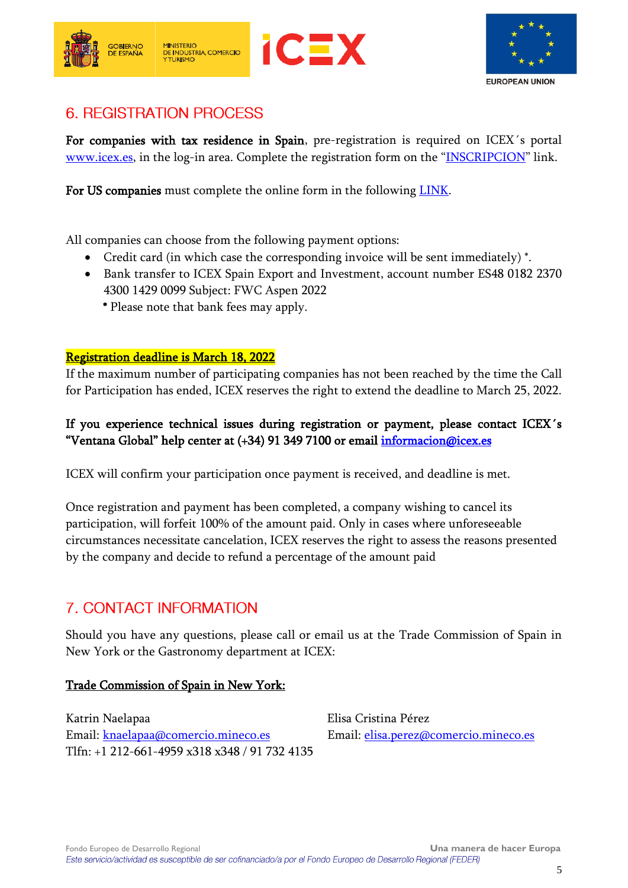## 6. REGISTRATION PROCESS

**For companies with tax residence in Spain**, pre-registration is required on ICEX´s portal www.icex.es, in the log-in area. Complete the registration form on the "INSCRIPCION" link.

**For US companies** must complete the online form in the following LINK.

All companies can choose from the following payment options:

- Credit card (in which case the corresponding invoice will be sent immediately) *.
- Bank transfer to ICEX Spain Export and Investment, account number ES48 0182 2370 4300 1429 0099 Subject: FWC Aspen 2022

  * Please note that bank fees may apply.

**Registration deadline is March 18, 2022**

If the maximum number of participating companies has not been reached by the time the Call for Participation has ended, ICEX reserves the right to extend the deadline to March 25, 2022.

**If you experience technical issues during registration or payment, please contact ICEX´s "Ventana Global" help center at (+34) 91 349 7100 or email informacion@icex.es**

ICEX will confirm your participation once payment is received, and deadline is met.

Once registration and payment has been completed, a company wishing to cancel its participation, will forfeit 100% of the amount paid. Only in cases where unforeseeable circumstances necessitate cancelation, ICEX reserves the right to assess the reasons presented by the company and decide to refund a percentage of the amount paid

## 7. CONTACT INFORMATION

Should you have any questions, please call or email us at the Trade Commission of Spain in New York or the Gastronomy department at ICEX:

**Trade Commission of Spain in New York:**

Katrin Naelapaa
Email: knaelapaa@comercio.mineco.es
Tlfn: +1 212-661-4959 x318 x348 / 91 732 4135

Elisa Cristina Pérez
Email: elisa.perez@comercio.mineco.es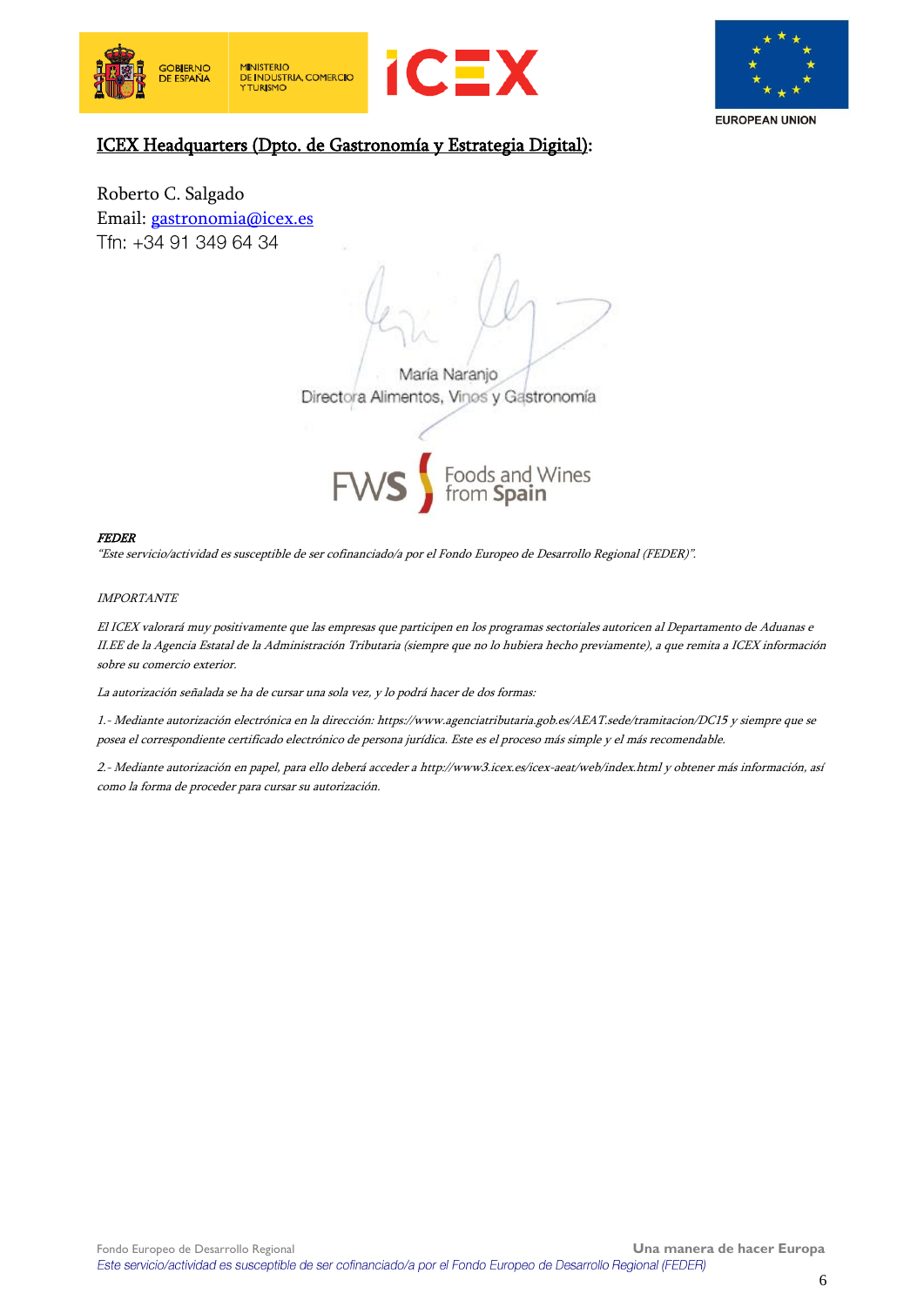## ICEX Headquarters (Dpto. de Gastronomía y Estrategia Digital):

Roberto C. Salgado
Email: gastronomia@icex.es
Tfn: +34 91 349 64 34

María Naranjo
Directora Alimentos, Vinos y Gastronomía

*FEDER*
*"Este servicio/actividad es susceptible de ser cofinanciado/a por el Fondo Europeo de Desarrollo Regional (FEDER)".*

*IMPORTANTE*

*El ICEX valorará muy positivamente que las empresas que participen en los programas sectoriales autoricen al Departamento de Aduanas e II.EE de la Agencia Estatal de la Administración Tributaria (siempre que no lo hubiera hecho previamente), a que remita a ICEX información sobre su comercio exterior.*

*La autorización señalada se ha de cursar una sola vez, y lo podrá hacer de dos formas:*

*1.- Mediante autorización electrónica en la dirección: https://www.agenciatributaria.gob.es/AEAT.sede/tramitacion/DC15 y siempre que se posea el correspondiente certificado electrónico de persona jurídica. Este es el proceso más simple y el más recomendable.*

*2.- Mediante autorización en papel, para ello deberá acceder a http://www3.icex.es/icex-aeat/web/index.html y obtener más información, así como la forma de proceder para cursar su autorización.*